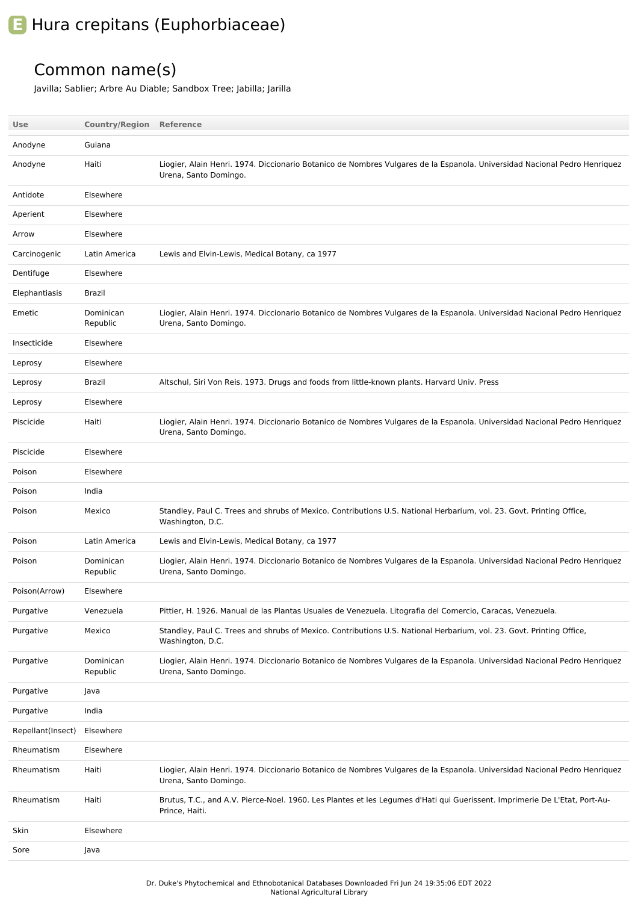# E Hura crepitans (Euphorbiaceae)

## Common name(s)

Javilla; Sablier; Arbre Au Diable; Sandbox Tree; Jabilla; Jarilla

| Use | Country/Region | Reference |
|---|---|---|
| Anodyne | Guiana | |
| Anodyne | Haiti | Liogier, Alain Henri. 1974. Diccionario Botanico de Nombres Vulgares de la Espanola. Universidad Nacional Pedro Henriquez Urena, Santo Domingo. |
| Antidote | Elsewhere | |
| Aperient | Elsewhere | |
| Arrow | Elsewhere | |
| Carcinogenic | Latin America | Lewis and Elvin-Lewis, Medical Botany, ca 1977 |
| Dentifuge | Elsewhere | |
| Elephantiasis | Brazil | |
| Emetic | Dominican Republic | Liogier, Alain Henri. 1974. Diccionario Botanico de Nombres Vulgares de la Espanola. Universidad Nacional Pedro Henriquez Urena, Santo Domingo. |
| Insecticide | Elsewhere | |
| Leprosy | Elsewhere | |
| Leprosy | Brazil | Altschul, Siri Von Reis. 1973. Drugs and foods from little-known plants. Harvard Univ. Press |
| Leprosy | Elsewhere | |
| Piscicide | Haiti | Liogier, Alain Henri. 1974. Diccionario Botanico de Nombres Vulgares de la Espanola. Universidad Nacional Pedro Henriquez Urena, Santo Domingo. |
| Piscicide | Elsewhere | |
| Poison | Elsewhere | |
| Poison | India | |
| Poison | Mexico | Standley, Paul C. Trees and shrubs of Mexico. Contributions U.S. National Herbarium, vol. 23. Govt. Printing Office, Washington, D.C. |
| Poison | Latin America | Lewis and Elvin-Lewis, Medical Botany, ca 1977 |
| Poison | Dominican Republic | Liogier, Alain Henri. 1974. Diccionario Botanico de Nombres Vulgares de la Espanola. Universidad Nacional Pedro Henriquez Urena, Santo Domingo. |
| Poison(Arrow) | Elsewhere | |
| Purgative | Venezuela | Pittier, H. 1926. Manual de las Plantas Usuales de Venezuela. Litografia del Comercio, Caracas, Venezuela. |
| Purgative | Mexico | Standley, Paul C. Trees and shrubs of Mexico. Contributions U.S. National Herbarium, vol. 23. Govt. Printing Office, Washington, D.C. |
| Purgative | Dominican Republic | Liogier, Alain Henri. 1974. Diccionario Botanico de Nombres Vulgares de la Espanola. Universidad Nacional Pedro Henriquez Urena, Santo Domingo. |
| Purgative | Java | |
| Purgative | India | |
| Repellant(Insect) | Elsewhere | |
| Rheumatism | Elsewhere | |
| Rheumatism | Haiti | Liogier, Alain Henri. 1974. Diccionario Botanico de Nombres Vulgares de la Espanola. Universidad Nacional Pedro Henriquez Urena, Santo Domingo. |
| Rheumatism | Haiti | Brutus, T.C., and A.V. Pierce-Noel. 1960. Les Plantes et les Legumes d'Hati qui Guerissent. Imprimerie De L'Etat, Port-Au-Prince, Haiti. |
| Skin | Elsewhere | |
| Sore | Java | |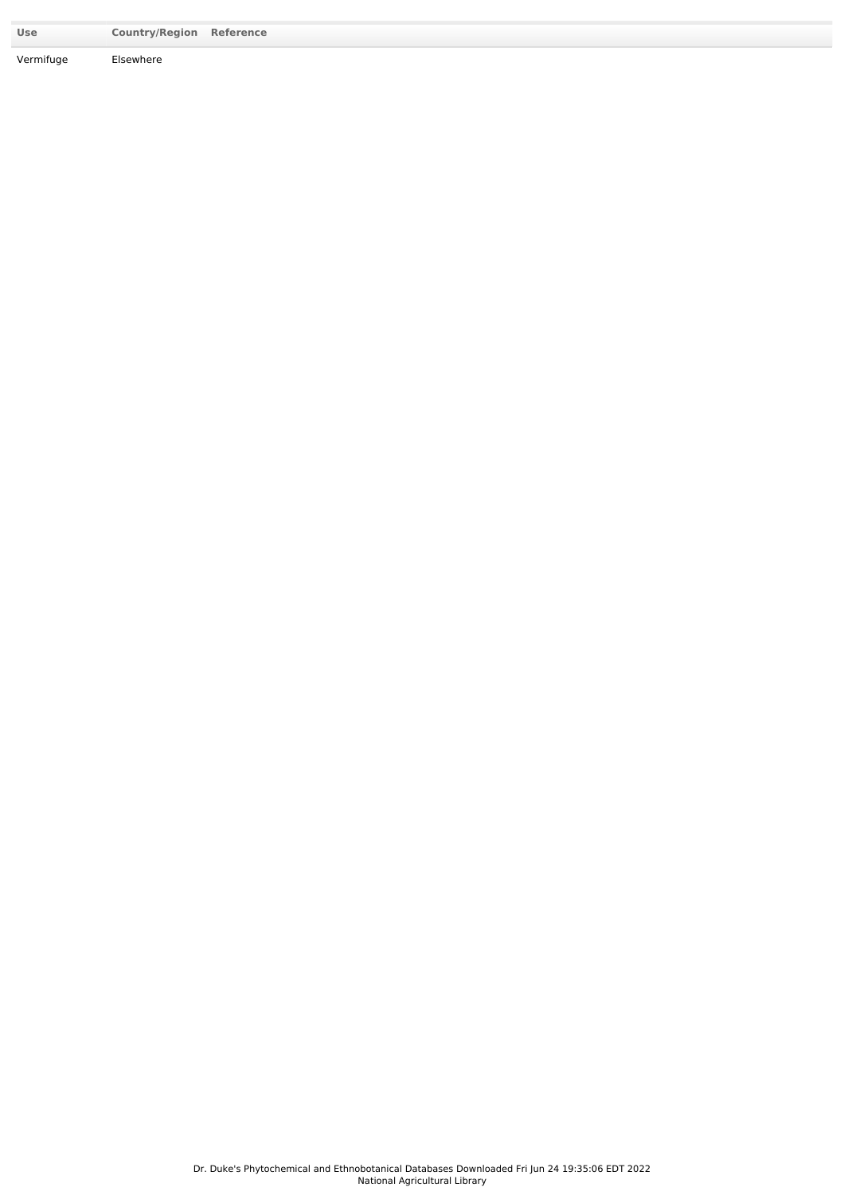| Use | Country/Region | Reference |
| --- | --- | --- |
| Vermifuge | Elsewhere | |

Dr. Duke's Phytochemical and Ethnobotanical Databases Downloaded Fri Jun 24 19:35:06 EDT 2022
National Agricultural Library